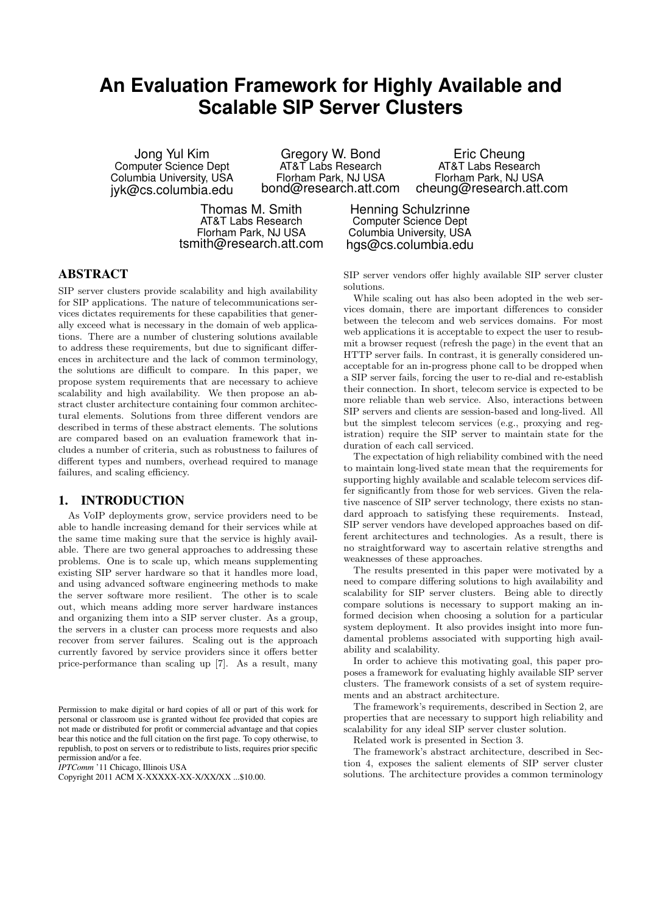# An Evaluation Framework for Highly Available and Scalable SIP Server Clusters

Jong Yul Kim
Computer Science Dept
Columbia University, USA
jyk@cs.columbia.edu

Gregory W. Bond
AT&T Labs Research
Florham Park, NJ USA
bond@research.att.com

Eric Cheung
AT&T Labs Research
Florham Park, NJ USA
cheung@research.att.com

Thomas M. Smith
AT&T Labs Research
Florham Park, NJ USA
tsmith@research.att.com

Henning Schulzrinne
Computer Science Dept
Columbia University, USA
hgs@cs.columbia.edu

## ABSTRACT

SIP server clusters provide scalability and high availability for SIP applications. The nature of telecommunications services dictates requirements for these capabilities that generally exceed what is necessary in the domain of web applications. There are a number of clustering solutions available to address these requirements, but due to significant differences in architecture and the lack of common terminology, the solutions are difficult to compare. In this paper, we propose system requirements that are necessary to achieve scalability and high availability. We then propose an abstract cluster architecture containing four common architectural elements. Solutions from three different vendors are described in terms of these abstract elements. The solutions are compared based on an evaluation framework that includes a number of criteria, such as robustness to failures of different types and numbers, overhead required to manage failures, and scaling efficiency.

## 1. INTRODUCTION

As VoIP deployments grow, service providers need to be able to handle increasing demand for their services while at the same time making sure that the service is highly available. There are two general approaches to addressing these problems. One is to scale up, which means supplementing existing SIP server hardware so that it handles more load, and using advanced software engineering methods to make the server software more resilient. The other is to scale out, which means adding more server hardware instances and organizing them into a SIP server cluster. As a group, the servers in a cluster can process more requests and also recover from server failures. Scaling out is the approach currently favored by service providers since it offers better price-performance than scaling up [7]. As a result, many SIP server vendors offer highly available SIP server cluster solutions.

While scaling out has also been adopted in the web services domain, there are important differences to consider between the telecom and web services domains. For most web applications it is acceptable to expect the user to resubmit a browser request (refresh the page) in the event that an HTTP server fails. In contrast, it is generally considered unacceptable for an in-progress phone call to be dropped when a SIP server fails, forcing the user to re-dial and re-establish their connection. In short, telecom service is expected to be more reliable than web service. Also, interactions between SIP servers and clients are session-based and long-lived. All but the simplest telecom services (e.g., proxying and registration) require the SIP server to maintain state for the duration of each call serviced.

The expectation of high reliability combined with the need to maintain long-lived state mean that the requirements for supporting highly available and scalable telecom services differ significantly from those for web services. Given the relative nascence of SIP server technology, there exists no standard approach to satisfying these requirements. Instead, SIP server vendors have developed approaches based on different architectures and technologies. As a result, there is no straightforward way to ascertain relative strengths and weaknesses of these approaches.

The results presented in this paper were motivated by a need to compare differing solutions to high availability and scalability for SIP server clusters. Being able to directly compare solutions is necessary to support making an informed decision when choosing a solution for a particular system deployment. It also provides insight into more fundamental problems associated with supporting high availability and scalability.

In order to achieve this motivating goal, this paper proposes a framework for evaluating highly available SIP server clusters. The framework consists of a set of system requirements and an abstract architecture.

The framework's requirements, described in Section 2, are properties that are necessary to support high reliability and scalability for any ideal SIP server cluster solution.

Related work is presented in Section 3.

The framework's abstract architecture, described in Section 4, exposes the salient elements of SIP server cluster solutions. The architecture provides a common terminology

Permission to make digital or hard copies of all or part of this work for personal or classroom use is granted without fee provided that copies are not made or distributed for profit or commercial advantage and that copies bear this notice and the full citation on the first page. To copy otherwise, to republish, to post on servers or to redistribute to lists, requires prior specific permission and/or a fee.
*IPTComm* '11 Chicago, Illinois USA
Copyright 2011 ACM X-XXXXX-XX-X/XX/XX ...$10.00.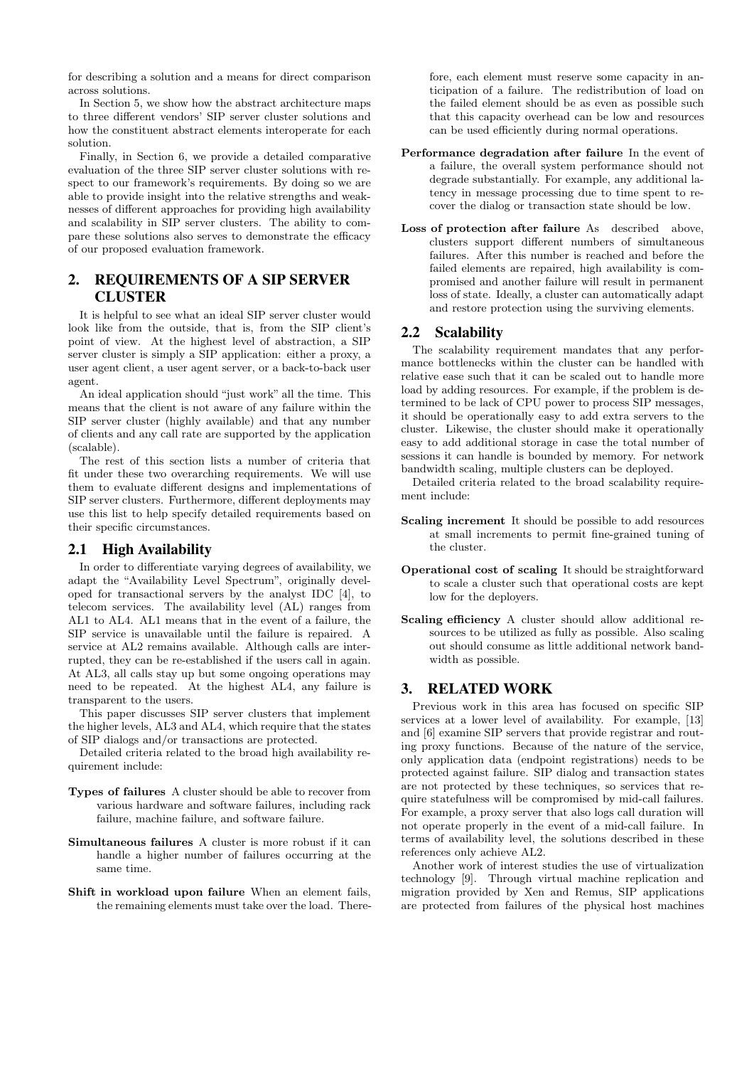for describing a solution and a means for direct comparison across solutions.

In Section 5, we show how the abstract architecture maps to three different vendors' SIP server cluster solutions and how the constituent abstract elements interoperate for each solution.

Finally, in Section 6, we provide a detailed comparative evaluation of the three SIP server cluster solutions with respect to our framework's requirements. By doing so we are able to provide insight into the relative strengths and weaknesses of different approaches for providing high availability and scalability in SIP server clusters. The ability to compare these solutions also serves to demonstrate the efficacy of our proposed evaluation framework.

## 2. REQUIREMENTS OF A SIP SERVER CLUSTER

It is helpful to see what an ideal SIP server cluster would look like from the outside, that is, from the SIP client's point of view. At the highest level of abstraction, a SIP server cluster is simply a SIP application: either a proxy, a user agent client, a user agent server, or a back-to-back user agent.

An ideal application should "just work" all the time. This means that the client is not aware of any failure within the SIP server cluster (highly available) and that any number of clients and any call rate are supported by the application (scalable).

The rest of this section lists a number of criteria that fit under these two overarching requirements. We will use them to evaluate different designs and implementations of SIP server clusters. Furthermore, different deployments may use this list to help specify detailed requirements based on their specific circumstances.

### 2.1 High Availability

In order to differentiate varying degrees of availability, we adapt the "Availability Level Spectrum", originally developed for transactional servers by the analyst IDC [4], to telecom services. The availability level (AL) ranges from AL1 to AL4. AL1 means that in the event of a failure, the SIP service is unavailable until the failure is repaired. A service at AL2 remains available. Although calls are interrupted, they can be re-established if the users call in again. At AL3, all calls stay up but some ongoing operations may need to be repeated. At the highest AL4, any failure is transparent to the users.

This paper discusses SIP server clusters that implement the higher levels, AL3 and AL4, which require that the states of SIP dialogs and/or transactions are protected.

Detailed criteria related to the broad high availability requirement include:

- **Types of failures** A cluster should be able to recover from various hardware and software failures, including rack failure, machine failure, and software failure.
- **Simultaneous failures** A cluster is more robust if it can handle a higher number of failures occurring at the same time.
- **Shift in workload upon failure** When an element fails, the remaining elements must take over the load. Therefore, each element must reserve some capacity in anticipation of a failure. The redistribution of load on the failed element should be as even as possible such that this capacity overhead can be low and resources can be used efficiently during normal operations.
- **Performance degradation after failure** In the event of a failure, the overall system performance should not degrade substantially. For example, any additional latency in message processing due to time spent to recover the dialog or transaction state should be low.
- **Loss of protection after failure** As described above, clusters support different numbers of simultaneous failures. After this number is reached and before the failed elements are repaired, high availability is compromised and another failure will result in permanent loss of state. Ideally, a cluster can automatically adapt and restore protection using the surviving elements.

### 2.2 Scalability

The scalability requirement mandates that any performance bottlenecks within the cluster can be handled with relative ease such that it can be scaled out to handle more load by adding resources. For example, if the problem is determined to be lack of CPU power to process SIP messages, it should be operationally easy to add extra servers to the cluster. Likewise, the cluster should make it operationally easy to add additional storage in case the total number of sessions it can handle is bounded by memory. For network bandwidth scaling, multiple clusters can be deployed.

Detailed criteria related to the broad scalability requirement include:

- **Scaling increment** It should be possible to add resources at small increments to permit fine-grained tuning of the cluster.
- **Operational cost of scaling** It should be straightforward to scale a cluster such that operational costs are kept low for the deployers.
- **Scaling efficiency** A cluster should allow additional resources to be utilized as fully as possible. Also scaling out should consume as little additional network bandwidth as possible.

## 3. RELATED WORK

Previous work in this area has focused on specific SIP services at a lower level of availability. For example, [13] and [6] examine SIP servers that provide registrar and routing proxy functions. Because of the nature of the service, only application data (endpoint registrations) needs to be protected against failure. SIP dialog and transaction states are not protected by these techniques, so services that require statefulness will be compromised by mid-call failures. For example, a proxy server that also logs call duration will not operate properly in the event of a mid-call failure. In terms of availability level, the solutions described in these references only achieve AL2.

Another work of interest studies the use of virtualization technology [9]. Through virtual machine replication and migration provided by Xen and Remus, SIP applications are protected from failures of the physical host machines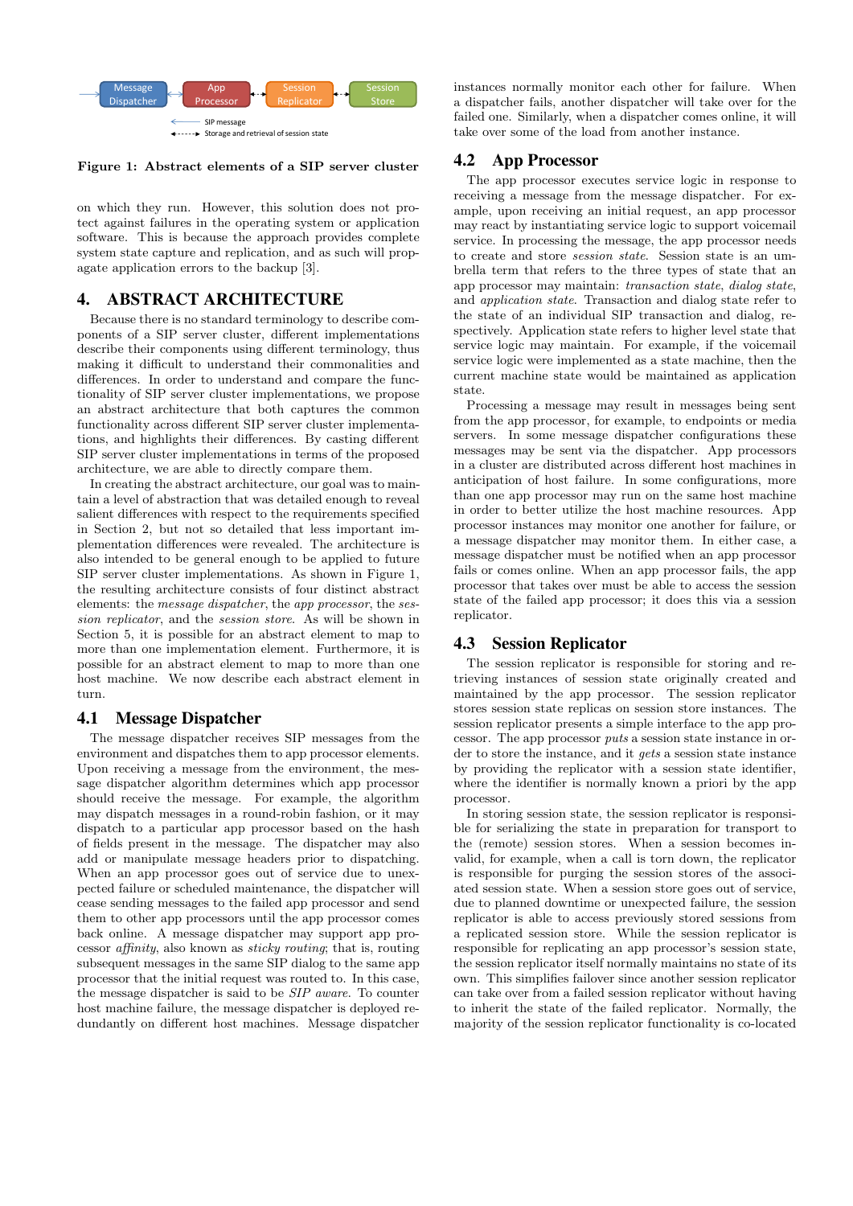Message Dispatcher
App Processor
Session Replicator
Session Store
SIP message
Storage and retrieval of session state

**Figure 1: Abstract elements of a SIP server cluster**

on which they run. However, this solution does not protect against failures in the operating system or application software. This is because the approach provides complete system state capture and replication, and as such will propagate application errors to the backup [3].

# 4. ABSTRACT ARCHITECTURE

Because there is no standard terminology to describe components of a SIP server cluster, different implementations describe their components using different terminology, thus making it difficult to understand their commonalities and differences. In order to understand and compare the functionality of SIP server cluster implementations, we propose an abstract architecture that both captures the common functionality across different SIP server cluster implementations, and highlights their differences. By casting different SIP server cluster implementations in terms of the proposed architecture, we are able to directly compare them.

In creating the abstract architecture, our goal was to maintain a level of abstraction that was detailed enough to reveal salient differences with respect to the requirements specified in Section 2, but not so detailed that less important implementation differences were revealed. The architecture is also intended to be general enough to be applied to future SIP server cluster implementations. As shown in Figure 1, the resulting architecture consists of four distinct abstract elements: the *message dispatcher*, the *app processor*, the *session replicator*, and the *session store*. As will be shown in Section 5, it is possible for an abstract element to map to more than one implementation element. Furthermore, it is possible for an abstract element to map to more than one host machine. We now describe each abstract element in turn.

## 4.1 Message Dispatcher

The message dispatcher receives SIP messages from the environment and dispatches them to app processor elements. Upon receiving a message from the environment, the message dispatcher algorithm determines which app processor should receive the message. For example, the algorithm may dispatch messages in a round-robin fashion, or it may dispatch to a particular app processor based on the hash of fields present in the message. The dispatcher may also add or manipulate message headers prior to dispatching. When an app processor goes out of service due to unexpected failure or scheduled maintenance, the dispatcher will cease sending messages to the failed app processor and send them to other app processors until the app processor comes back online. A message dispatcher may support app processor *affinity*, also known as *sticky routing*; that is, routing subsequent messages in the same SIP dialog to the same app processor that the initial request was routed to. In this case, the message dispatcher is said to be *SIP aware*. To counter host machine failure, the message dispatcher is deployed redundantly on different host machines. Message dispatcher instances normally monitor each other for failure. When a dispatcher fails, another dispatcher will take over for the failed one. Similarly, when a dispatcher comes online, it will take over some of the load from another instance.

## 4.2 App Processor

The app processor executes service logic in response to receiving a message from the message dispatcher. For example, upon receiving an initial request, an app processor may react by instantiating service logic to support voicemail service. In processing the message, the app processor needs to create and store *session state*. Session state is an umbrella term that refers to the three types of state that an app processor may maintain: *transaction state*, *dialog state*, and *application state*. Transaction and dialog state refer to the state of an individual SIP transaction and dialog, respectively. Application state refers to higher level state that service logic may maintain. For example, if the voicemail service logic were implemented as a state machine, then the current machine state would be maintained as application state.

Processing a message may result in messages being sent from the app processor, for example, to endpoints or media servers. In some message dispatcher configurations these messages may be sent via the dispatcher. App processors in a cluster are distributed across different host machines in anticipation of host failure. In some configurations, more than one app processor may run on the same host machine in order to better utilize the host machine resources. App processor instances may monitor one another for failure, or a message dispatcher may monitor them. In either case, a message dispatcher must be notified when an app processor fails or comes online. When an app processor fails, the app processor that takes over must be able to access the session state of the failed app processor; it does this via a session replicator.

## 4.3 Session Replicator

The session replicator is responsible for storing and retrieving instances of session state originally created and maintained by the app processor. The session replicator stores session state replicas on session store instances. The session replicator presents a simple interface to the app processor. The app processor *puts* a session state instance in order to store the instance, and it *gets* a session state instance by providing the replicator with a session state identifier, where the identifier is normally known a priori by the app processor.

In storing session state, the session replicator is responsible for serializing the state in preparation for transport to the (remote) session stores. When a session becomes invalid, for example, when a call is torn down, the replicator is responsible for purging the session stores of the associated session state. When a session store goes out of service, due to planned downtime or unexpected failure, the session replicator is able to access previously stored sessions from a replicated session store. While the session replicator is responsible for replicating an app processor's session state, the session replicator itself normally maintains no state of its own. This simplifies failover since another session replicator can take over from a failed session replicator without having to inherit the state of the failed replicator. Normally, the majority of the session replicator functionality is co-located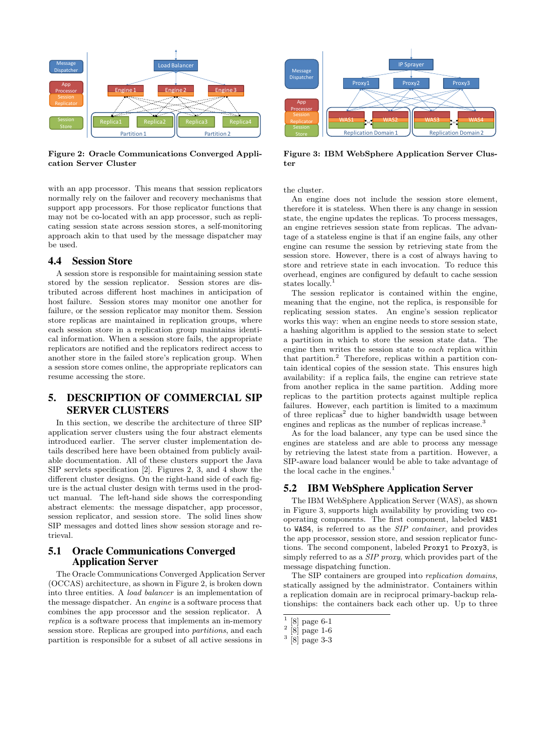**Figure 2: Oracle Communications Converged Application Server Cluster**

**Figure 3: IBM WebSphere Application Server Cluster**

with an app processor. This means that session replicators normally rely on the failover and recovery mechanisms that support app processors. For those replicator functions that may not be co-located with an app processor, such as replicating session state across session stores, a self-monitoring approach akin to that used by the message dispatcher may be used.

## 4.4 Session Store

A session store is responsible for maintaining session state stored by the session replicator. Session stores are distributed across different host machines in anticipation of host failure. Session stores may monitor one another for failure, or the session replicator may monitor them. Session store replicas are maintained in replication groups, where each session store in a replication group maintains identical information. When a session store fails, the appropriate replicators are notified and the replicators redirect access to another store in the failed store's replication group. When a session store comes online, the appropriate replicators can resume accessing the store.

# 5. DESCRIPTION OF COMMERCIAL SIP SERVER CLUSTERS

In this section, we describe the architecture of three SIP application server clusters using the four abstract elements introduced earlier. The server cluster implementation details described here have been obtained from publicly available documentation. All of these clusters support the Java SIP servlets specification [2]. Figures 2, 3, and 4 show the different cluster designs. On the right-hand side of each figure is the actual cluster design with terms used in the product manual. The left-hand side shows the corresponding abstract elements: the message dispatcher, app processor, session replicator, and session store. The solid lines show SIP messages and dotted lines show session storage and retrieval.

## 5.1 Oracle Communications Converged Application Server

The Oracle Communications Converged Application Server (OCCAS) architecture, as shown in Figure 2, is broken down into three entities. A *load balancer* is an implementation of the message dispatcher. An *engine* is a software process that combines the app processor and the session replicator. A *replica* is a software process that implements an in-memory session store. Replicas are grouped into *partitions*, and each partition is responsible for a subset of all active sessions in the cluster.

An engine does not include the session store element, therefore it is stateless. When there is any change in session state, the engine updates the replicas. To process messages, an engine retrieves session state from replicas. The advantage of a stateless engine is that if an engine fails, any other engine can resume the session by retrieving state from the session store. However, there is a cost of always having to store and retrieve state in each invocation. To reduce this overhead, engines are configured by default to cache session states locally.[1]

The session replicator is contained within the engine, meaning that the engine, not the replica, is responsible for replicating session states. An engine's session replicator works this way: when an engine needs to store session state, a hashing algorithm is applied to the session state to select a partition in which to store the session state data. The engine then writes the session state to *each* replica within that partition.[2] Therefore, replicas within a partition contain identical copies of the session state. This ensures high availability: if a replica fails, the engine can retrieve state from another replica in the same partition. Adding more replicas to the partition protects against multiple replica failures. However, each partition is limited to a maximum of three replicas[2] due to higher bandwidth usage between engines and replicas as the number of replicas increase.[3]

As for the load balancer, any type can be used since the engines are stateless and are able to process any message by retrieving the latest state from a partition. However, a SIP-aware load balancer would be able to take advantage of the local cache in the engines.[1]

## 5.2 IBM WebSphere Application Server

The IBM WebSphere Application Server (WAS), as shown in Figure 3, supports high availability by providing two cooperating components. The first component, labeled `WAS1` to `WAS4`, is referred to as the *SIP container*, and provides the app processor, session store, and session replicator functions. The second component, labeled `Proxy1` to `Proxy3`, is simply referred to as a *SIP proxy*, which provides part of the message dispatching function.

The SIP containers are grouped into *replication domains*, statically assigned by the administrator. Containers within a replication domain are in reciprocal primary-backup relationships: the containers back each other up. Up to three

---

[1] [8] page 6-1
[2] [8] page 1-6
[3] [8] page 3-3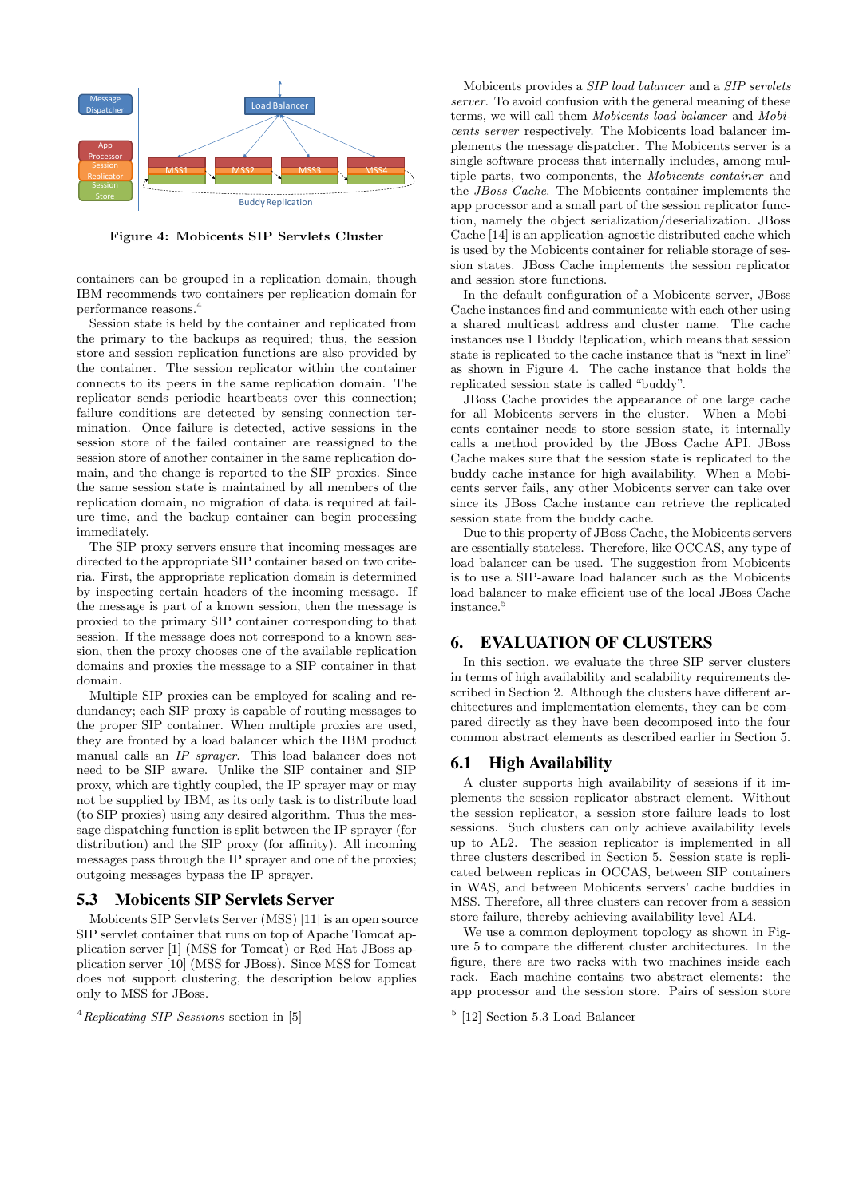Figure 4: Mobicents SIP Servlets Cluster

containers can be grouped in a replication domain, though IBM recommends two containers per replication domain for performance reasons.[4]

Session state is held by the container and replicated from the primary to the backups as required; thus, the session store and session replication functions are also provided by the container. The session replicator within the container connects to its peers in the same replication domain. The replicator sends periodic heartbeats over this connection; failure conditions are detected by sensing connection termination. Once failure is detected, active sessions in the session store of the failed container are reassigned to the session store of another container in the same replication domain, and the change is reported to the SIP proxies. Since the same session state is maintained by all members of the replication domain, no migration of data is required at failure time, and the backup container can begin processing immediately.

The SIP proxy servers ensure that incoming messages are directed to the appropriate SIP container based on two criteria. First, the appropriate replication domain is determined by inspecting certain headers of the incoming message. If the message is part of a known session, then the message is proxied to the primary SIP container corresponding to that session. If the message does not correspond to a known session, then the proxy chooses one of the available replication domains and proxies the message to a SIP container in that domain.

Multiple SIP proxies can be employed for scaling and redundancy; each SIP proxy is capable of routing messages to the proper SIP container. When multiple proxies are used, they are fronted by a load balancer which the IBM product manual calls an *IP sprayer*. This load balancer does not need to be SIP aware. Unlike the SIP container and SIP proxy, which are tightly coupled, the IP sprayer may or may not be supplied by IBM, as its only task is to distribute load (to SIP proxies) using any desired algorithm. Thus the message dispatching function is split between the IP sprayer (for distribution) and the SIP proxy (for affinity). All incoming messages pass through the IP sprayer and one of the proxies; outgoing messages bypass the IP sprayer.

## 5.3 Mobicents SIP Servlets Server

Mobicents SIP Servlets Server (MSS) [11] is an open source SIP servlet container that runs on top of Apache Tomcat application server [1] (MSS for Tomcat) or Red Hat JBoss application server [10] (MSS for JBoss). Since MSS for Tomcat does not support clustering, the description below applies only to MSS for JBoss.

[4] *Replicating SIP Sessions* section in [5]

Mobicents provides a *SIP load balancer* and a *SIP servlets server*. To avoid confusion with the general meaning of these terms, we will call them *Mobicents load balancer* and *Mobicents server* respectively. The Mobicents load balancer implements the message dispatcher. The Mobicents server is a single software process that internally includes, among multiple parts, two components, the *Mobicents container* and the *JBoss Cache*. The Mobicents container implements the app processor and a small part of the session replicator function, namely the object serialization/deserialization. JBoss Cache [14] is an application-agnostic distributed cache which is used by the Mobicents container for reliable storage of session states. JBoss Cache implements the session replicator and session store functions.

In the default configuration of a Mobicents server, JBoss Cache instances find and communicate with each other using a shared multicast address and cluster name. The cache instances use 1 Buddy Replication, which means that session state is replicated to the cache instance that is "next in line" as shown in Figure 4. The cache instance that holds the replicated session state is called "buddy".

JBoss Cache provides the appearance of one large cache for all Mobicents servers in the cluster. When a Mobicents container needs to store session state, it internally calls a method provided by the JBoss Cache API. JBoss Cache makes sure that the session state is replicated to the buddy cache instance for high availability. When a Mobicents server fails, any other Mobicents server can take over since its JBoss Cache instance can retrieve the replicated session state from the buddy cache.

Due to this property of JBoss Cache, the Mobicents servers are essentially stateless. Therefore, like OCCAS, any type of load balancer can be used. The suggestion from Mobicents is to use a SIP-aware load balancer such as the Mobicents load balancer to make efficient use of the local JBoss Cache instance.[5]

# 6. EVALUATION OF CLUSTERS

In this section, we evaluate the three SIP server clusters in terms of high availability and scalability requirements described in Section 2. Although the clusters have different architectures and implementation elements, they can be compared directly as they have been decomposed into the four common abstract elements as described earlier in Section 5.

## 6.1 High Availability

A cluster supports high availability of sessions if it implements the session replicator abstract element. Without the session replicator, a session store failure leads to lost sessions. Such clusters can only achieve availability levels up to AL2. The session replicator is implemented in all three clusters described in Section 5. Session state is replicated between replicas in OCCAS, between SIP containers in WAS, and between Mobicents servers' cache buddies in MSS. Therefore, all three clusters can recover from a session store failure, thereby achieving availability level AL4.

We use a common deployment topology as shown in Figure 5 to compare the different cluster architectures. In the figure, there are two racks with two machines inside each rack. Each machine contains two abstract elements: the app processor and the session store. Pairs of session store

[5] [12] Section 5.3 Load Balancer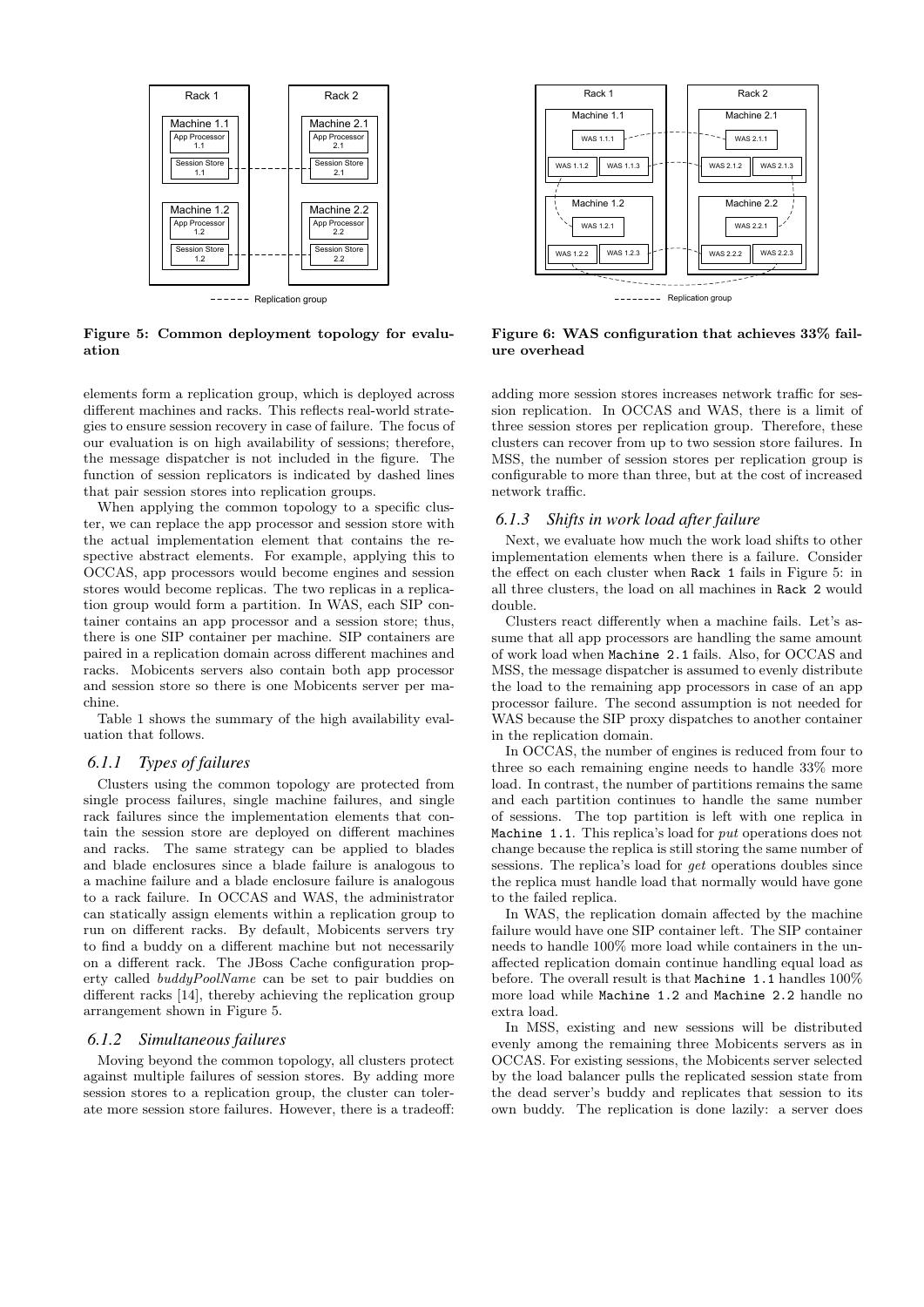Figure 5: Common deployment topology for evaluation

Figure 6: WAS configuration that achieves 33% failure overhead

elements form a replication group, which is deployed across different machines and racks. This reflects real-world strategies to ensure session recovery in case of failure. The focus of our evaluation is on high availability of sessions; therefore, the message dispatcher is not included in the figure. The function of session replicators is indicated by dashed lines that pair session stores into replication groups.

When applying the common topology to a specific cluster, we can replace the app processor and session store with the actual implementation element that contains the respective abstract elements. For example, applying this to OCCAS, app processors would become engines and session stores would become replicas. The two replicas in a replication group would form a partition. In WAS, each SIP container contains an app processor and a session store; thus, there is one SIP container per machine. SIP containers are paired in a replication domain across different machines and racks. Mobicents servers also contain both app processor and session store so there is one Mobicents server per machine.

Table 1 shows the summary of the high availability evaluation that follows.

### 6.1.1 Types of failures

Clusters using the common topology are protected from single process failures, single machine failures, and single rack failures since the implementation elements that contain the session store are deployed on different machines and racks. The same strategy can be applied to blades and blade enclosures since a blade failure is analogous to a machine failure and a blade enclosure failure is analogous to a rack failure. In OCCAS and WAS, the administrator can statically assign elements within a replication group to run on different racks. By default, Mobicents servers try to find a buddy on a different machine but not necessarily on a different rack. The JBoss Cache configuration property called *buddyPoolName* can be set to pair buddies on different racks [14], thereby achieving the replication group arrangement shown in Figure 5.

### 6.1.2 Simultaneous failures

Moving beyond the common topology, all clusters protect against multiple failures of session stores. By adding more session stores to a replication group, the cluster can tolerate more session store failures. However, there is a tradeoff: adding more session stores increases network traffic for session replication. In OCCAS and WAS, there is a limit of three session stores per replication group. Therefore, these clusters can recover from up to two session store failures. In MSS, the number of session stores per replication group is configurable to more than three, but at the cost of increased network traffic.

### 6.1.3 Shifts in work load after failure

Next, we evaluate how much the work load shifts to other implementation elements when there is a failure. Consider the effect on each cluster when Rack 1 fails in Figure 5: in all three clusters, the load on all machines in Rack 2 would double.

Clusters react differently when a machine fails. Let's assume that all app processors are handling the same amount of work load when Machine 2.1 fails. Also, for OCCAS and MSS, the message dispatcher is assumed to evenly distribute the load to the remaining app processors in case of an app processor failure. The second assumption is not needed for WAS because the SIP proxy dispatches to another container in the replication domain.

In OCCAS, the number of engines is reduced from four to three so each remaining engine needs to handle 33% more load. In contrast, the number of partitions remains the same and each partition continues to handle the same number of sessions. The top partition is left with one replica in Machine 1.1. This replica's load for *put* operations does not change because the replica is still storing the same number of sessions. The replica's load for *get* operations doubles since the replica must handle load that normally would have gone to the failed replica.

In WAS, the replication domain affected by the machine failure would have one SIP container left. The SIP container needs to handle 100% more load while containers in the unaffected replication domain continue handling equal load as before. The overall result is that Machine 1.1 handles 100% more load while Machine 1.2 and Machine 2.2 handle no extra load.

In MSS, existing and new sessions will be distributed evenly among the remaining three Mobicents servers as in OCCAS. For existing sessions, the Mobicents server selected by the load balancer pulls the replicated session state from the dead server's buddy and replicates that session to its own buddy. The replication is done lazily: a server does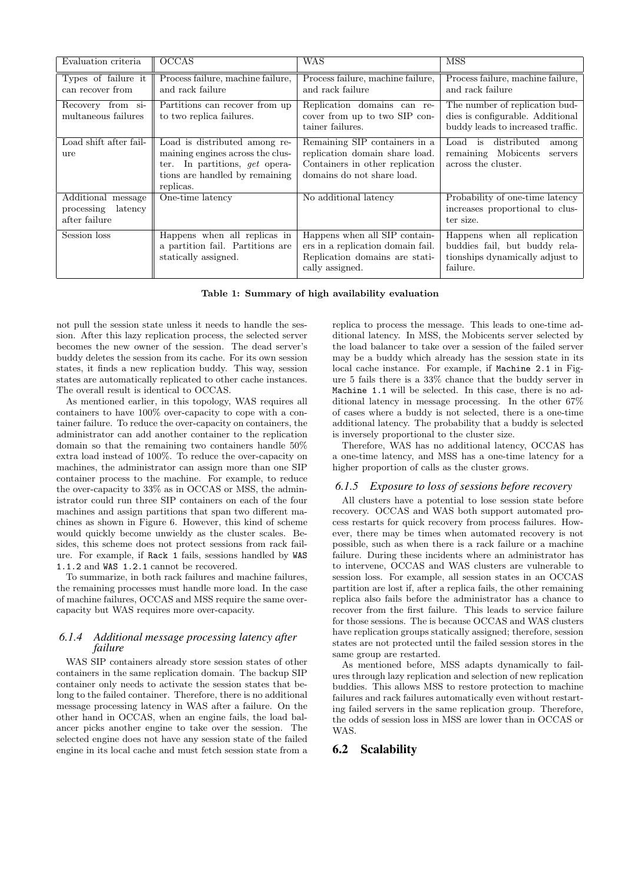| Evaluation criteria | OCCAS | WAS | MSS |
|---|---|---|---|
| Types of failure it can recover from | Process failure, machine failure, and rack failure | Process failure, machine failure, and rack failure | Process failure, machine failure, and rack failure |
| Recovery from simultaneous failures | Partitions can recover from up to two replica failures. | Replication domains can recover from up to two SIP container failures. | The number of replication buddies is configurable. Additional buddy leads to increased traffic. |
| Load shift after failure | Load is distributed among remaining engines across the cluster. In partitions, *get* operations are handled by remaining replicas. | Remaining SIP containers in a replication domain share load. Containers in other replication domains do not share load. | Load is distributed among remaining Mobicents servers across the cluster. |
| Additional message processing latency after failure | One-time latency | No additional latency | Probability of one-time latency increases proportional to cluster size. |
| Session loss | Happens when all replicas in a partition fail. Partitions are statically assigned. | Happens when all SIP containers in a replication domain fail. Replication domains are statically assigned. | Happens when all replication buddies fail, but buddy relationships dynamically adjust to failure. |

**Table 1: Summary of high availability evaluation**

not pull the session state unless it needs to handle the session. After this lazy replication process, the selected server becomes the new owner of the session. The dead server's buddy deletes the session from its cache. For its own session states, it finds a new replication buddy. This way, session states are automatically replicated to other cache instances. The overall result is identical to OCCAS.

As mentioned earlier, in this topology, WAS requires all containers to have 100% over-capacity to cope with a container failure. To reduce the over-capacity on containers, the administrator can add another container to the replication domain so that the remaining two containers handle 50% extra load instead of 100%. To reduce the over-capacity on machines, the administrator can assign more than one SIP container process to the machine. For example, to reduce the over-capacity to 33% as in OCCAS or MSS, the administrator could run three SIP containers on each of the four machines and assign partitions that span two different machines as shown in Figure 6. However, this kind of scheme would quickly become unwieldy as the cluster scales. Besides, this scheme does not protect sessions from rack failure. For example, if Rack 1 fails, sessions handled by WAS 1.1.2 and WAS 1.2.1 cannot be recovered.

To summarize, in both rack failures and machine failures, the remaining processes must handle more load. In the case of machine failures, OCCAS and MSS require the same over-capacity but WAS requires more over-capacity.

### 6.1.4 Additional message processing latency after failure

WAS SIP containers already store session states of other containers in the same replication domain. The backup SIP container only needs to activate the session states that belong to the failed container. Therefore, there is no additional message processing latency in WAS after a failure. On the other hand in OCCAS, when an engine fails, the load balancer picks another engine to take over the session. The selected engine does not have any session state of the failed engine in its local cache and must fetch session state from a replica to process the message. This leads to one-time additional latency. In MSS, the Mobicents server selected by the load balancer to take over a session of the failed server may be a buddy which already has the session state in its local cache instance. For example, if Machine 2.1 in Figure 5 fails there is a 33% chance that the buddy server in Machine 1.1 will be selected. In this case, there is no additional latency in message processing. In the other 67% of cases where a buddy is not selected, there is a one-time additional latency. The probability that a buddy is selected is inversely proportional to the cluster size.

Therefore, WAS has no additional latency, OCCAS has a one-time latency, and MSS has a one-time latency for a higher proportion of calls as the cluster grows.

### 6.1.5 Exposure to loss of sessions before recovery

All clusters have a potential to lose session state before recovery. OCCAS and WAS both support automated process restarts for quick recovery from process failures. However, there may be times when automated recovery is not possible, such as when there is a rack failure or a machine failure. During these incidents where an administrator has to intervene, OCCAS and WAS clusters are vulnerable to session loss. For example, all session states in an OCCAS partition are lost if, after a replica fails, the other remaining replica also fails before the administrator has a chance to recover from the first failure. This leads to service failure for those sessions. The is because OCCAS and WAS clusters have replication groups statically assigned; therefore, session states are not protected until the failed session stores in the same group are restarted.

As mentioned before, MSS adapts dynamically to failures through lazy replication and selection of new replication buddies. This allows MSS to restore protection to machine failures and rack failures automatically even without restarting failed servers in the same replication group. Therefore, the odds of session loss in MSS are lower than in OCCAS or WAS.

## 6.2 Scalability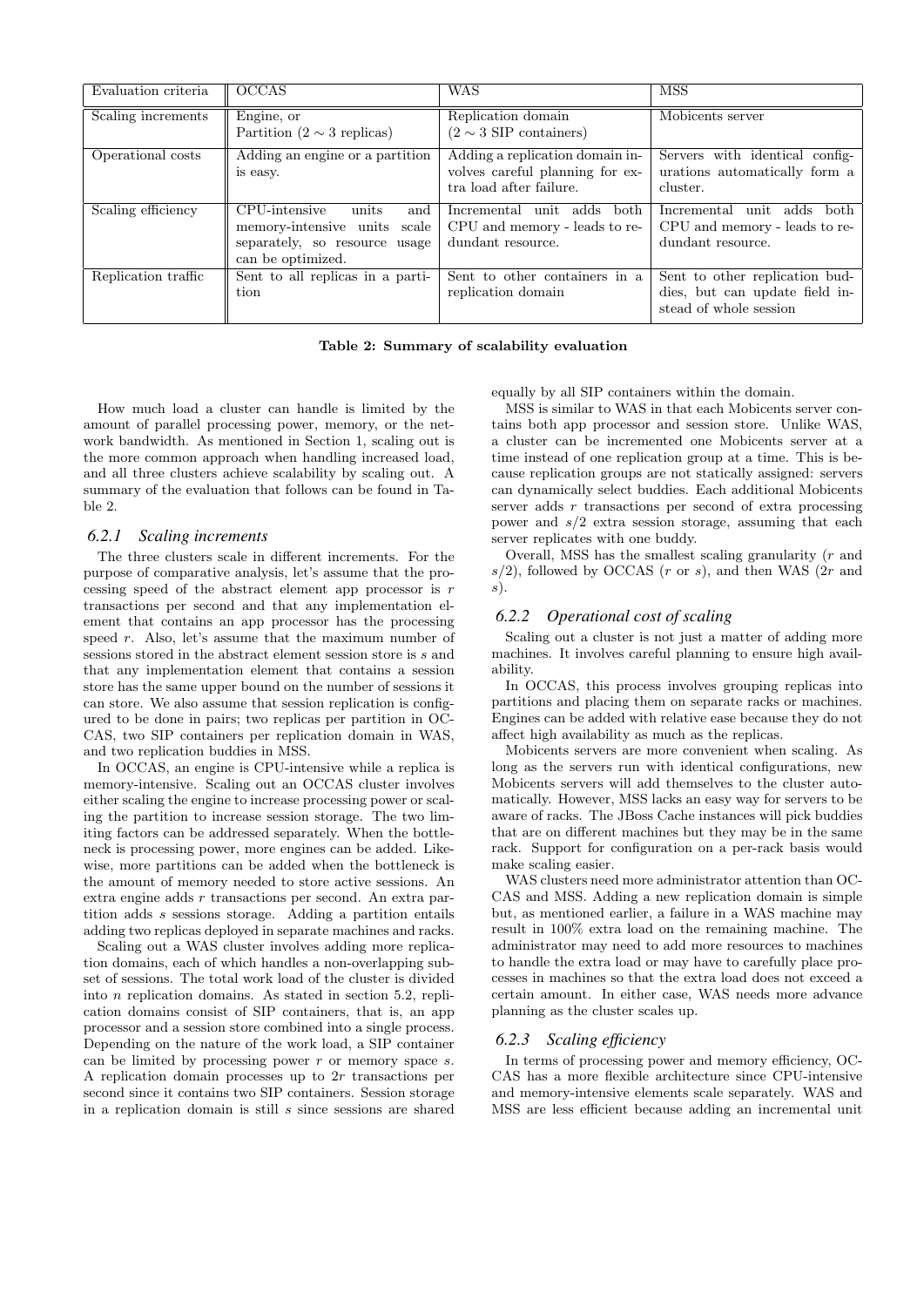| Evaluation criteria | OCCAS | WAS | MSS |
|---|---|---|---|
| Scaling increments | Engine, or Partition ($2 \sim 3$ replicas) | Replication domain ($2 \sim 3$ SIP containers) | Mobicents server |
| Operational costs | Adding an engine or a partition is easy. | Adding a replication domain involves careful planning for extra load after failure. | Servers with identical configurations automatically form a cluster. |
| Scaling efficiency | CPU-intensive units and memory-intensive units scale separately, so resource usage can be optimized. | Incremental unit adds both CPU and memory - leads to redundant resource. | Incremental unit adds both CPU and memory - leads to redundant resource. |
| Replication traffic | Sent to all replicas in a partition | Sent to other containers in a replication domain | Sent to other replication buddies, but can update field instead of whole session |

**Table 2: Summary of scalability evaluation**

How much load a cluster can handle is limited by the amount of parallel processing power, memory, or the network bandwidth. As mentioned in Section 1, scaling out is the more common approach when handling increased load, and all three clusters achieve scalability by scaling out. A summary of the evaluation that follows can be found in Table 2.

### 6.2.1 Scaling increments

The three clusters scale in different increments. For the purpose of comparative analysis, let's assume that the processing speed of the abstract element app processor is $r$ transactions per second and that any implementation element that contains an app processor has the processing speed $r$. Also, let's assume that the maximum number of sessions stored in the abstract element session store is $s$ and that any implementation element that contains a session store has the same upper bound on the number of sessions it can store. We also assume that session replication is configured to be done in pairs; two replicas per partition in OCCAS, two SIP containers per replication domain in WAS, and two replication buddies in MSS.

In OCCAS, an engine is CPU-intensive while a replica is memory-intensive. Scaling out an OCCAS cluster involves either scaling the engine to increase processing power or scaling the partition to increase session storage. The two limiting factors can be addressed separately. When the bottleneck is processing power, more engines can be added. Likewise, more partitions can be added when the bottleneck is the amount of memory needed to store active sessions. An extra engine adds $r$ transactions per second. An extra partition adds $s$ sessions storage. Adding a partition entails adding two replicas deployed in separate machines and racks.

Scaling out a WAS cluster involves adding more replication domains, each of which handles a non-overlapping subset of sessions. The total work load of the cluster is divided into $n$ replication domains. As stated in section 5.2, replication domains consist of SIP containers, that is, an app processor and a session store combined into a single process. Depending on the nature of the work load, a SIP container can be limited by processing power $r$ or memory space $s$. A replication domain processes up to $2r$ transactions per second since it contains two SIP containers. Session storage in a replication domain is still $s$ since sessions are shared equally by all SIP containers within the domain.

MSS is similar to WAS in that each Mobicents server contains both app processor and session store. Unlike WAS, a cluster can be incremented one Mobicents server at a time instead of one replication group at a time. This is because replication groups are not statically assigned: servers can dynamically select buddies. Each additional Mobicents server adds $r$ transactions per second of extra processing power and $s/2$ extra session storage, assuming that each server replicates with one buddy.

Overall, MSS has the smallest scaling granularity ($r$ and $s/2$), followed by OCCAS ($r$ or $s$), and then WAS ($2r$ and $s$).

### 6.2.2 Operational cost of scaling

Scaling out a cluster is not just a matter of adding more machines. It involves careful planning to ensure high availability.

In OCCAS, this process involves grouping replicas into partitions and placing them on separate racks or machines. Engines can be added with relative ease because they do not affect high availability as much as the replicas.

Mobicents servers are more convenient when scaling. As long as the servers run with identical configurations, new Mobicents servers will add themselves to the cluster automatically. However, MSS lacks an easy way for servers to be aware of racks. The JBoss Cache instances will pick buddies that are on different machines but they may be in the same rack. Support for configuration on a per-rack basis would make scaling easier.

WAS clusters need more administrator attention than OCCAS and MSS. Adding a new replication domain is simple but, as mentioned earlier, a failure in a WAS machine may result in 100% extra load on the remaining machine. The administrator may need to add more resources to machines to handle the extra load or may have to carefully place processes in machines so that the extra load does not exceed a certain amount. In either case, WAS needs more advance planning as the cluster scales up.

### 6.2.3 Scaling efficiency

In terms of processing power and memory efficiency, OCCAS has a more flexible architecture since CPU-intensive and memory-intensive elements scale separately. WAS and MSS are less efficient because adding an incremental unit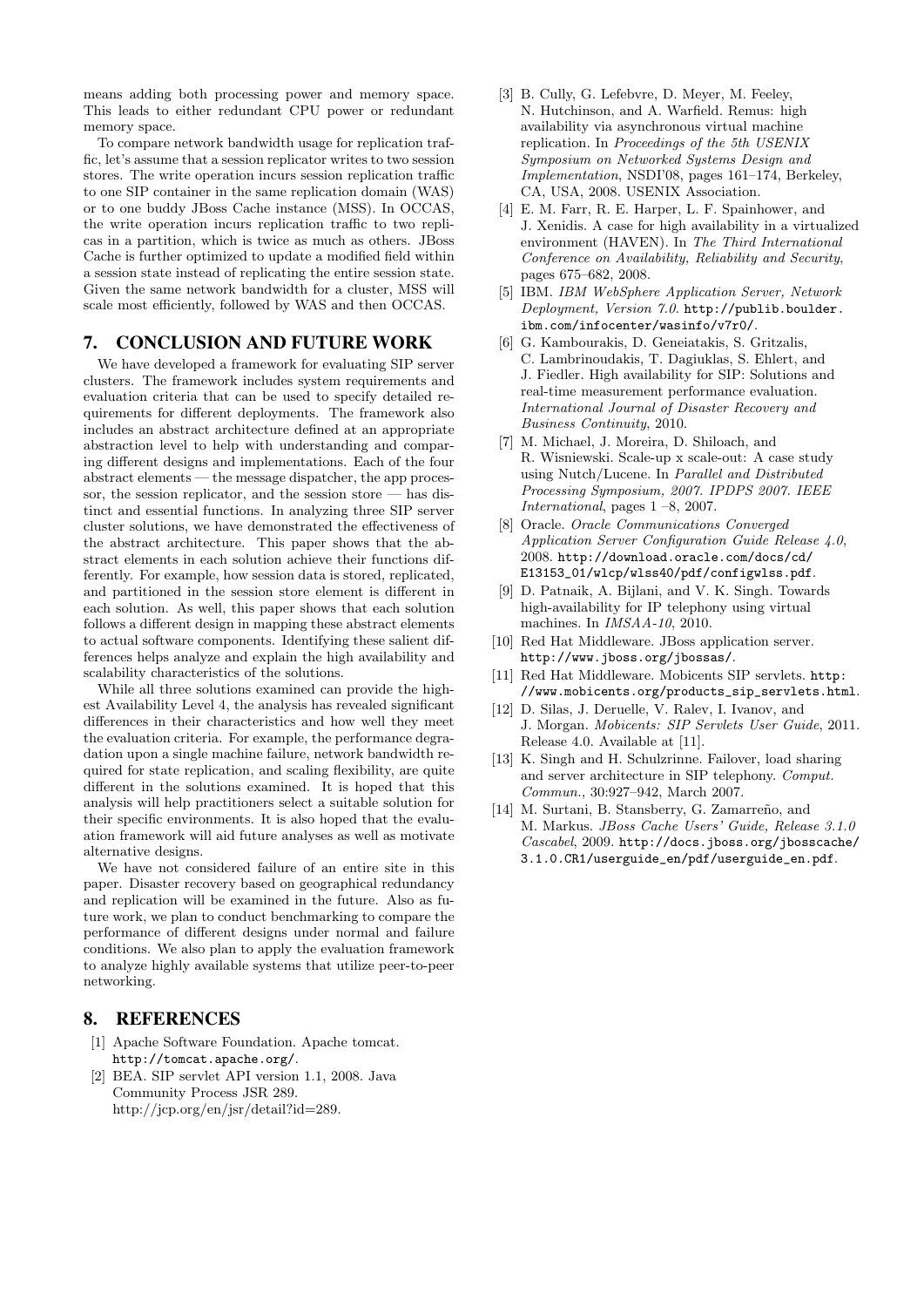means adding both processing power and memory space. This leads to either redundant CPU power or redundant memory space.

To compare network bandwidth usage for replication traffic, let's assume that a session replicator writes to two session stores. The write operation incurs session replication traffic to one SIP container in the same replication domain (WAS) or to one buddy JBoss Cache instance (MSS). In OCCAS, the write operation incurs replication traffic to two replicas in a partition, which is twice as much as others. JBoss Cache is further optimized to update a modified field within a session state instead of replicating the entire session state. Given the same network bandwidth for a cluster, MSS will scale most efficiently, followed by WAS and then OCCAS.

## 7. CONCLUSION AND FUTURE WORK

We have developed a framework for evaluating SIP server clusters. The framework includes system requirements and evaluation criteria that can be used to specify detailed requirements for different deployments. The framework also includes an abstract architecture defined at an appropriate abstraction level to help with understanding and comparing different designs and implementations. Each of the four abstract elements — the message dispatcher, the app processor, the session replicator, and the session store — has distinct and essential functions. In analyzing three SIP server cluster solutions, we have demonstrated the effectiveness of the abstract architecture. This paper shows that the abstract elements in each solution achieve their functions differently. For example, how session data is stored, replicated, and partitioned in the session store element is different in each solution. As well, this paper shows that each solution follows a different design in mapping these abstract elements to actual software components. Identifying these salient differences helps analyze and explain the high availability and scalability characteristics of the solutions.

While all three solutions examined can provide the highest Availability Level 4, the analysis has revealed significant differences in their characteristics and how well they meet the evaluation criteria. For example, the performance degradation upon a single machine failure, network bandwidth required for state replication, and scaling flexibility, are quite different in the solutions examined. It is hoped that this analysis will help practitioners select a suitable solution for their specific environments. It is also hoped that the evaluation framework will aid future analyses as well as motivate alternative designs.

We have not considered failure of an entire site in this paper. Disaster recovery based on geographical redundancy and replication will be examined in the future. Also as future work, we plan to conduct benchmarking to compare the performance of different designs under normal and failure conditions. We also plan to apply the evaluation framework to analyze highly available systems that utilize peer-to-peer networking.

## 8. REFERENCES

[1] Apache Software Foundation. Apache tomcat. http://tomcat.apache.org/.

[2] BEA. SIP servlet API version 1.1, 2008. Java Community Process JSR 289. http://jcp.org/en/jsr/detail?id=289.

[3] B. Cully, G. Lefebvre, D. Meyer, M. Feeley, N. Hutchinson, and A. Warfield. Remus: high availability via asynchronous virtual machine replication. In *Proceedings of the 5th USENIX Symposium on Networked Systems Design and Implementation*, NSDI'08, pages 161–174, Berkeley, CA, USA, 2008. USENIX Association.

[4] E. M. Farr, R. E. Harper, L. F. Spainhower, and J. Xenidis. A case for high availability in a virtualized environment (HAVEN). In *The Third International Conference on Availability, Reliability and Security*, pages 675–682, 2008.

[5] IBM. *IBM WebSphere Application Server, Network Deployment, Version 7.0*. http://publib.boulder.ibm.com/infocenter/wasinfo/v7r0/.

[6] G. Kambourakis, D. Geneiatakis, S. Gritzalis, C. Lambrinoudakis, T. Dagiuklas, S. Ehlert, and J. Fiedler. High availability for SIP: Solutions and real-time measurement performance evaluation. *International Journal of Disaster Recovery and Business Continuity*, 2010.

[7] M. Michael, J. Moreira, D. Shiloach, and R. Wisniewski. Scale-up x scale-out: A case study using Nutch/Lucene. In *Parallel and Distributed Processing Symposium, 2007. IPDPS 2007. IEEE International*, pages 1 –8, 2007.

[8] Oracle. *Oracle Communications Converged Application Server Configuration Guide Release 4.0*, 2008. http://download.oracle.com/docs/cd/E13153_01/wlcp/wlss40/pdf/configwlss.pdf.

[9] D. Patnaik, A. Bijlani, and V. K. Singh. Towards high-availability for IP telephony using virtual machines. In *IMSAA-10*, 2010.

[10] Red Hat Middleware. JBoss application server. http://www.jboss.org/jbossas/.

[11] Red Hat Middleware. Mobicents SIP servlets. http://www.mobicents.org/products_sip_servlets.html.

[12] D. Silas, J. Deruelle, V. Ralev, I. Ivanov, and J. Morgan. *Mobicents: SIP Servlets User Guide*, 2011. Release 4.0. Available at [11].

[13] K. Singh and H. Schulzrinne. Failover, load sharing and server architecture in SIP telephony. *Comput. Commun.*, 30:927–942, March 2007.

[14] M. Surtani, B. Stansberry, G. Zamarreño, and M. Markus. *JBoss Cache Users' Guide, Release 3.1.0 Cascabel*, 2009. http://docs.jboss.org/jbosscache/3.1.0.CR1/userguide_en/pdf/userguide_en.pdf.